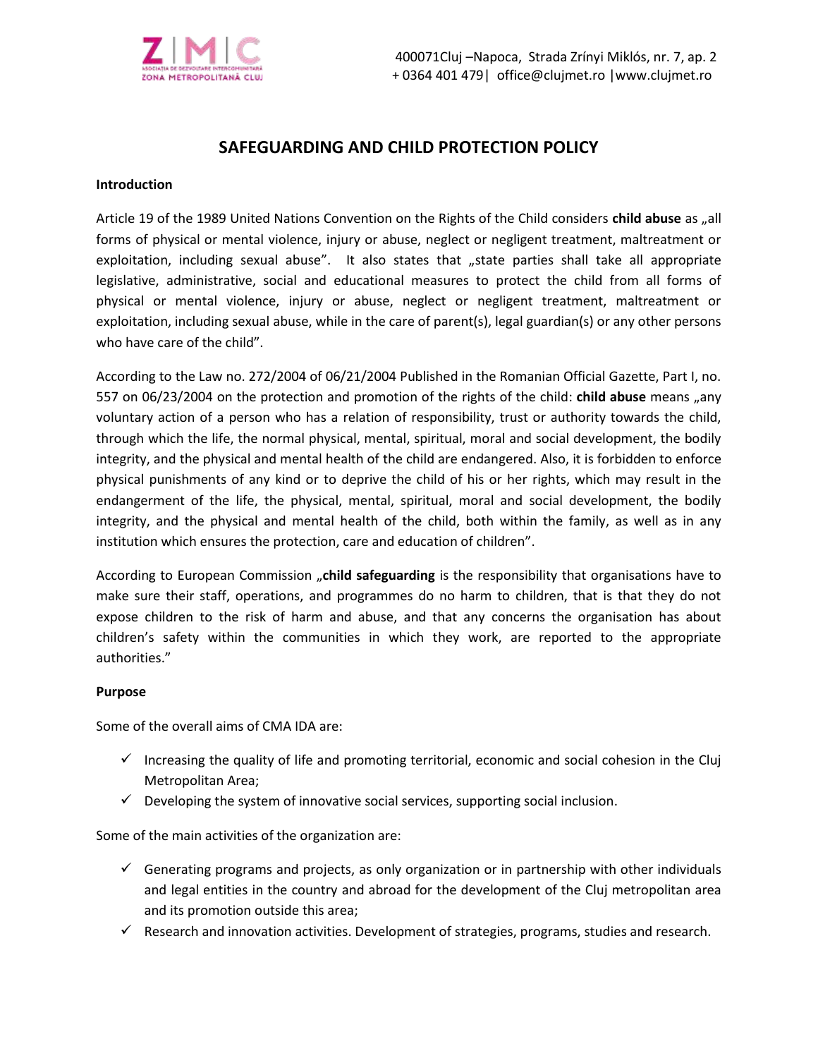400071Cluj –Napoca, Strada Zrínyi Miklós, nr. 7, ap. 2
+ 0364 401 479| office@clujmet.ro |www.clujmet.ro

# SAFEGUARDING AND CHILD PROTECTION POLICY

**Introduction**

Article 19 of the 1989 United Nations Convention on the Rights of the Child considers **child abuse** as „all forms of physical or mental violence, injury or abuse, neglect or negligent treatment, maltreatment or exploitation, including sexual abuse". It also states that „state parties shall take all appropriate legislative, administrative, social and educational measures to protect the child from all forms of physical or mental violence, injury or abuse, neglect or negligent treatment, maltreatment or exploitation, including sexual abuse, while in the care of parent(s), legal guardian(s) or any other persons who have care of the child".

According to the Law no. 272/2004 of 06/21/2004 Published in the Romanian Official Gazette, Part I, no. 557 on 06/23/2004 on the protection and promotion of the rights of the child: **child abuse** means „any voluntary action of a person who has a relation of responsibility, trust or authority towards the child, through which the life, the normal physical, mental, spiritual, moral and social development, the bodily integrity, and the physical and mental health of the child are endangered. Also, it is forbidden to enforce physical punishments of any kind or to deprive the child of his or her rights, which may result in the endangerment of the life, the physical, mental, spiritual, moral and social development, the bodily integrity, and the physical and mental health of the child, both within the family, as well as in any institution which ensures the protection, care and education of children".

According to European Commission „**child safeguarding** is the responsibility that organisations have to make sure their staff, operations, and programmes do no harm to children, that is that they do not expose children to the risk of harm and abuse, and that any concerns the organisation has about children's safety within the communities in which they work, are reported to the appropriate authorities."

**Purpose**

Some of the overall aims of CMA IDA are:

- ✓ Increasing the quality of life and promoting territorial, economic and social cohesion in the Cluj Metropolitan Area;
- ✓ Developing the system of innovative social services, supporting social inclusion.

Some of the main activities of the organization are:

- ✓ Generating programs and projects, as only organization or in partnership with other individuals and legal entities in the country and abroad for the development of the Cluj metropolitan area and its promotion outside this area;
- ✓ Research and innovation activities. Development of strategies, programs, studies and research.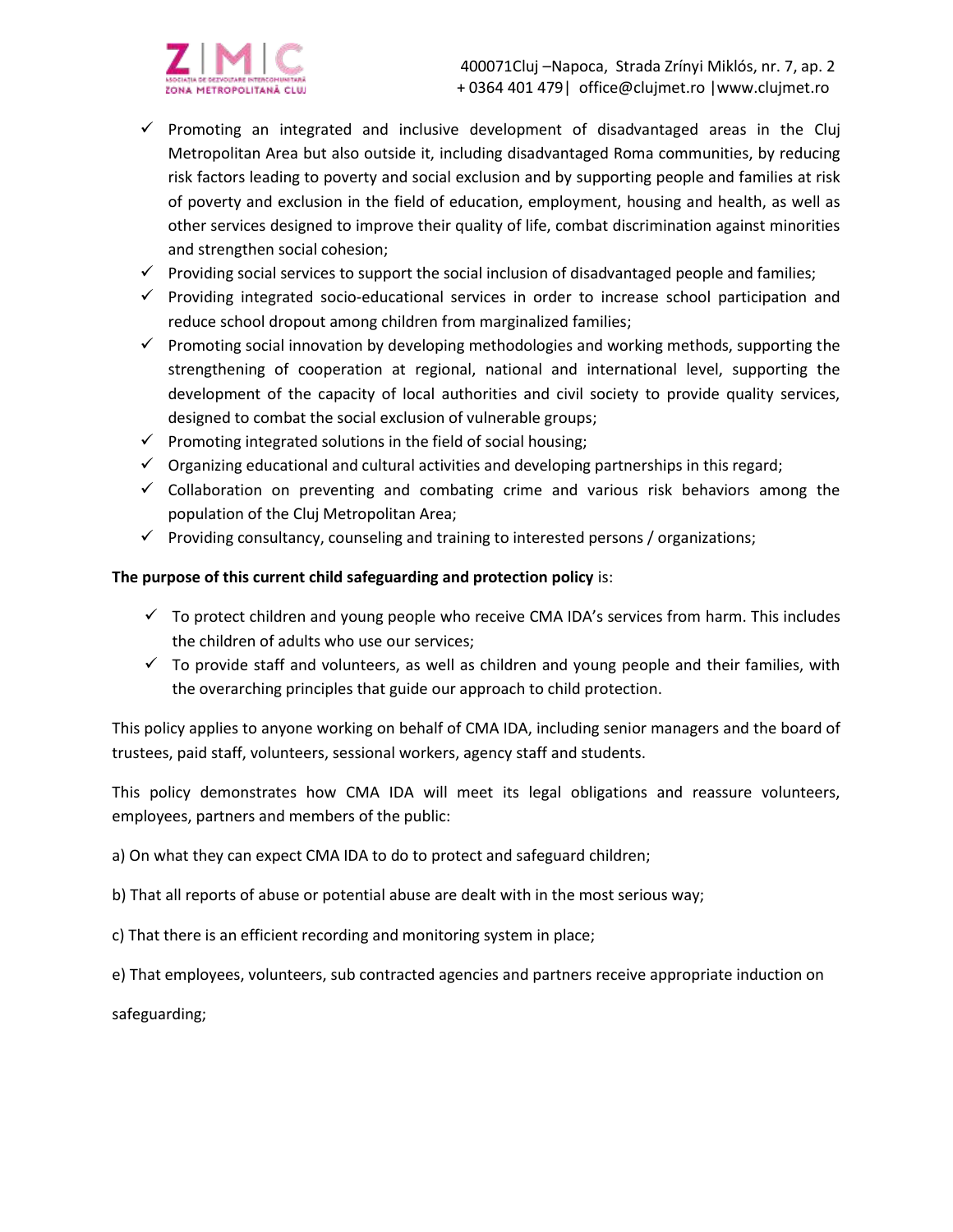- ✓ Promoting an integrated and inclusive development of disadvantaged areas in the Cluj Metropolitan Area but also outside it, including disadvantaged Roma communities, by reducing risk factors leading to poverty and social exclusion and by supporting people and families at risk of poverty and exclusion in the field of education, employment, housing and health, as well as other services designed to improve their quality of life, combat discrimination against minorities and strengthen social cohesion;
- ✓ Providing social services to support the social inclusion of disadvantaged people and families;
- ✓ Providing integrated socio-educational services in order to increase school participation and reduce school dropout among children from marginalized families;
- ✓ Promoting social innovation by developing methodologies and working methods, supporting the strengthening of cooperation at regional, national and international level, supporting the development of the capacity of local authorities and civil society to provide quality services, designed to combat the social exclusion of vulnerable groups;
- ✓ Promoting integrated solutions in the field of social housing;
- ✓ Organizing educational and cultural activities and developing partnerships in this regard;
- ✓ Collaboration on preventing and combating crime and various risk behaviors among the population of the Cluj Metropolitan Area;
- ✓ Providing consultancy, counseling and training to interested persons / organizations;

**The purpose of this current child safeguarding and protection policy** is:

- ✓ To protect children and young people who receive CMA IDA's services from harm. This includes the children of adults who use our services;
- ✓ To provide staff and volunteers, as well as children and young people and their families, with the overarching principles that guide our approach to child protection.

This policy applies to anyone working on behalf of CMA IDA, including senior managers and the board of trustees, paid staff, volunteers, sessional workers, agency staff and students.

This policy demonstrates how CMA IDA will meet its legal obligations and reassure volunteers, employees, partners and members of the public:

a) On what they can expect CMA IDA to do to protect and safeguard children;

b) That all reports of abuse or potential abuse are dealt with in the most serious way;

c) That there is an efficient recording and monitoring system in place;

e) That employees, volunteers, sub contracted agencies and partners receive appropriate induction on safeguarding;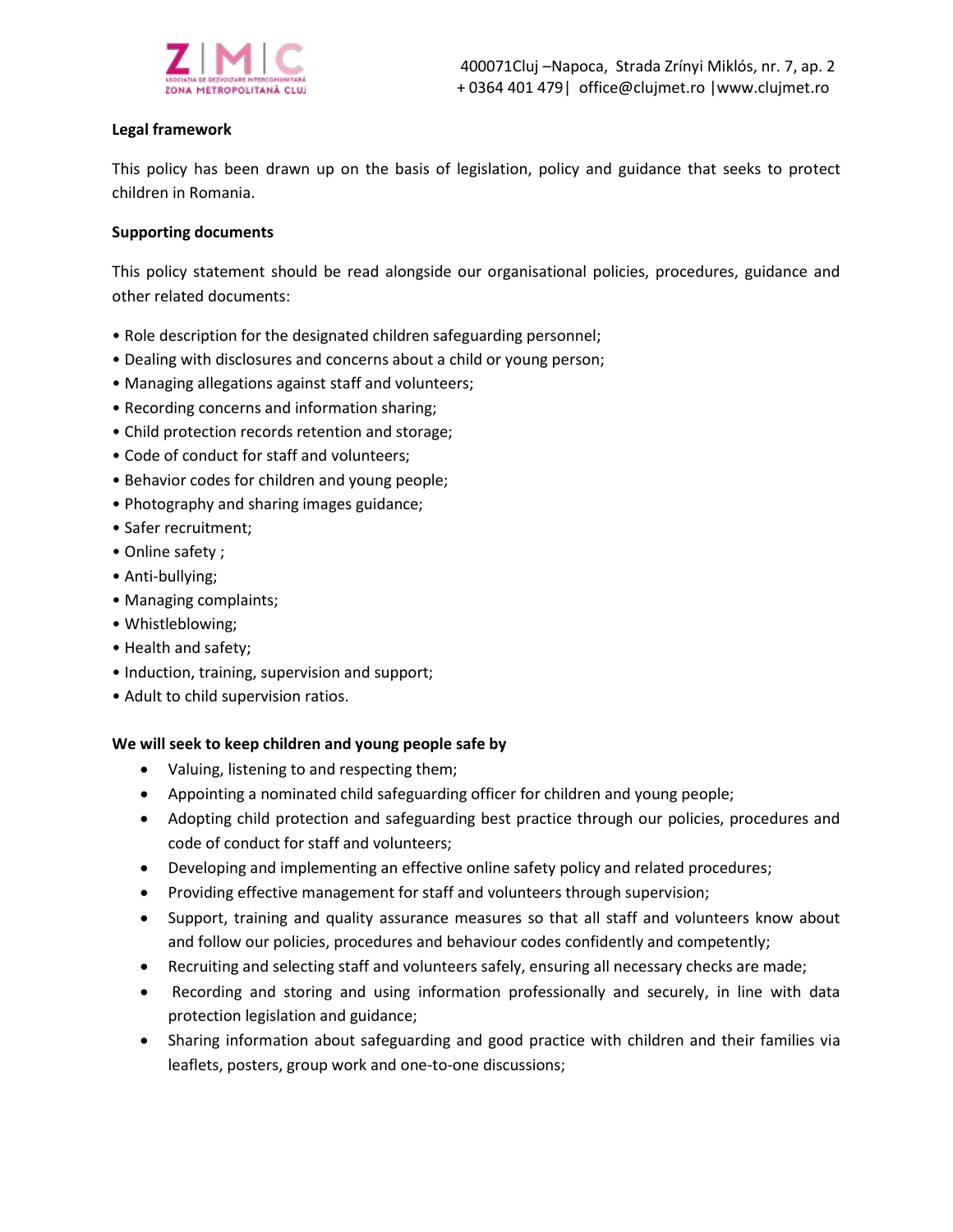**Legal framework**

This policy has been drawn up on the basis of legislation, policy and guidance that seeks to protect children in Romania.

**Supporting documents**

This policy statement should be read alongside our organisational policies, procedures, guidance and other related documents:

• Role description for the designated children safeguarding personnel;
• Dealing with disclosures and concerns about a child or young person;
• Managing allegations against staff and volunteers;
• Recording concerns and information sharing;
• Child protection records retention and storage;
• Code of conduct for staff and volunteers;
• Behavior codes for children and young people;
• Photography and sharing images guidance;
• Safer recruitment;
• Online safety ;
• Anti-bullying;
• Managing complaints;
• Whistleblowing;
• Health and safety;
• Induction, training, supervision and support;
• Adult to child supervision ratios.

**We will seek to keep children and young people safe by**

- Valuing, listening to and respecting them;
- Appointing a nominated child safeguarding officer for children and young people;
- Adopting child protection and safeguarding best practice through our policies, procedures and code of conduct for staff and volunteers;
- Developing and implementing an effective online safety policy and related procedures;
- Providing effective management for staff and volunteers through supervision;
- Support, training and quality assurance measures so that all staff and volunteers know about and follow our policies, procedures and behaviour codes confidently and competently;
- Recruiting and selecting staff and volunteers safely, ensuring all necessary checks are made;
- Recording and storing and using information professionally and securely, in line with data protection legislation and guidance;
- Sharing information about safeguarding and good practice with children and their families via leaflets, posters, group work and one-to-one discussions;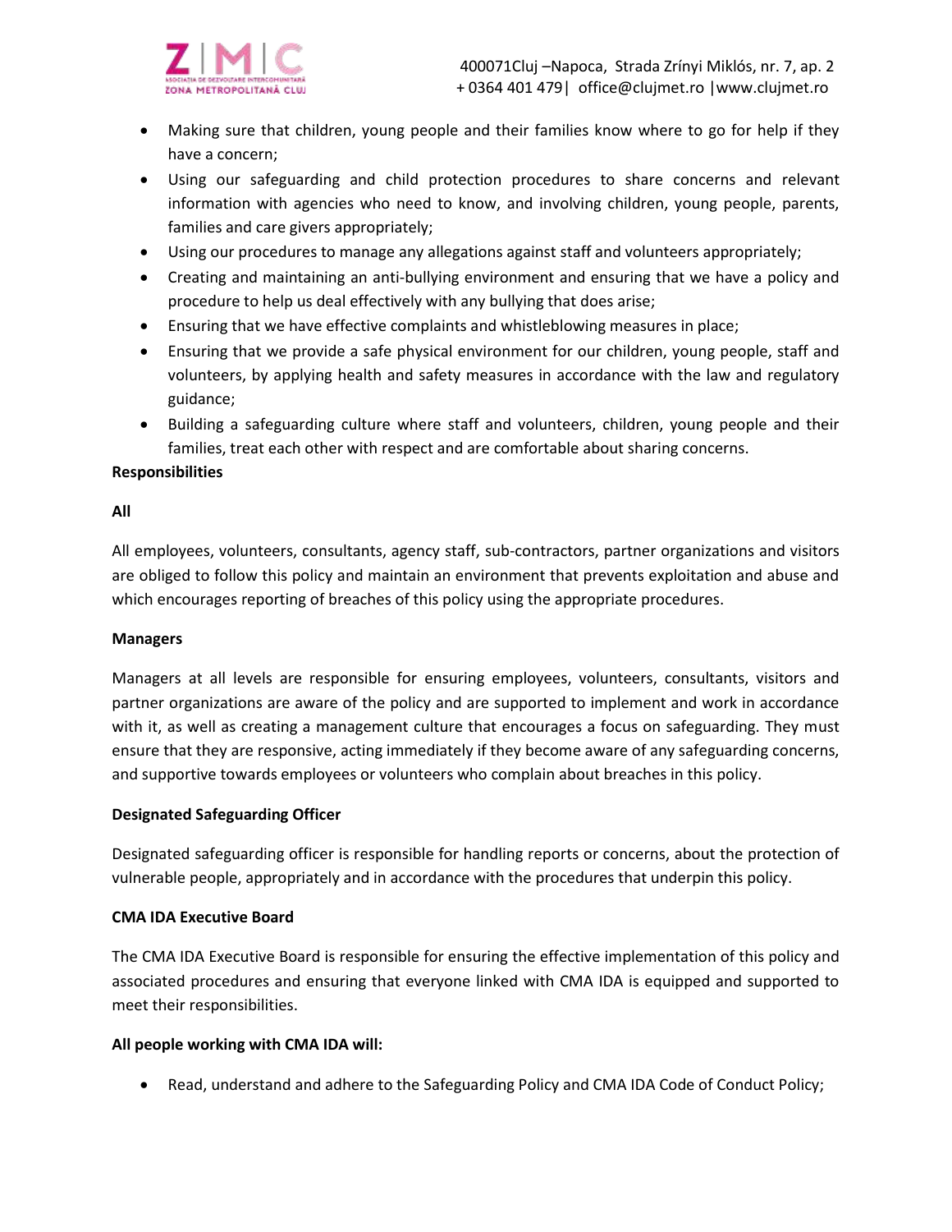- Making sure that children, young people and their families know where to go for help if they have a concern;
- Using our safeguarding and child protection procedures to share concerns and relevant information with agencies who need to know, and involving children, young people, parents, families and care givers appropriately;
- Using our procedures to manage any allegations against staff and volunteers appropriately;
- Creating and maintaining an anti-bullying environment and ensuring that we have a policy and procedure to help us deal effectively with any bullying that does arise;
- Ensuring that we have effective complaints and whistleblowing measures in place;
- Ensuring that we provide a safe physical environment for our children, young people, staff and volunteers, by applying health and safety measures in accordance with the law and regulatory guidance;
- Building a safeguarding culture where staff and volunteers, children, young people and their families, treat each other with respect and are comfortable about sharing concerns.

**Responsibilities**

**All**

All employees, volunteers, consultants, agency staff, sub-contractors, partner organizations and visitors are obliged to follow this policy and maintain an environment that prevents exploitation and abuse and which encourages reporting of breaches of this policy using the appropriate procedures.

**Managers**

Managers at all levels are responsible for ensuring employees, volunteers, consultants, visitors and partner organizations are aware of the policy and are supported to implement and work in accordance with it, as well as creating a management culture that encourages a focus on safeguarding. They must ensure that they are responsive, acting immediately if they become aware of any safeguarding concerns, and supportive towards employees or volunteers who complain about breaches in this policy.

**Designated Safeguarding Officer**

Designated safeguarding officer is responsible for handling reports or concerns, about the protection of vulnerable people, appropriately and in accordance with the procedures that underpin this policy.

**CMA IDA Executive Board**

The CMA IDA Executive Board is responsible for ensuring the effective implementation of this policy and associated procedures and ensuring that everyone linked with CMA IDA is equipped and supported to meet their responsibilities.

**All people working with CMA IDA will:**

- Read, understand and adhere to the Safeguarding Policy and CMA IDA Code of Conduct Policy;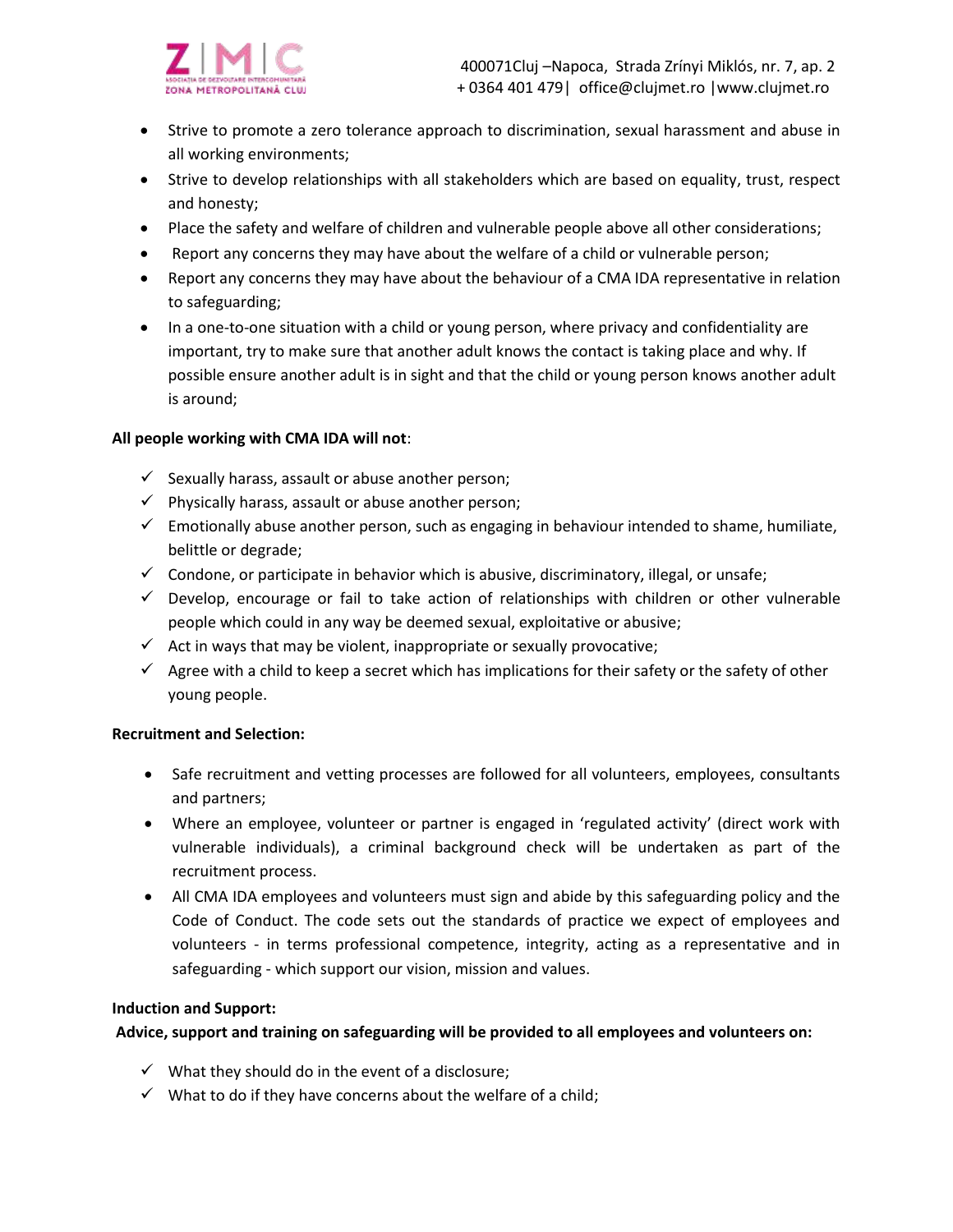- Strive to promote a zero tolerance approach to discrimination, sexual harassment and abuse in all working environments;
- Strive to develop relationships with all stakeholders which are based on equality, trust, respect and honesty;
- Place the safety and welfare of children and vulnerable people above all other considerations;
- Report any concerns they may have about the welfare of a child or vulnerable person;
- Report any concerns they may have about the behaviour of a CMA IDA representative in relation to safeguarding;
- In a one-to-one situation with a child or young person, where privacy and confidentiality are important, try to make sure that another adult knows the contact is taking place and why. If possible ensure another adult is in sight and that the child or young person knows another adult is around;

**All people working with CMA IDA will not**:

- ✓ Sexually harass, assault or abuse another person;
- ✓ Physically harass, assault or abuse another person;
- ✓ Emotionally abuse another person, such as engaging in behaviour intended to shame, humiliate, belittle or degrade;
- ✓ Condone, or participate in behavior which is abusive, discriminatory, illegal, or unsafe;
- ✓ Develop, encourage or fail to take action of relationships with children or other vulnerable people which could in any way be deemed sexual, exploitative or abusive;
- ✓ Act in ways that may be violent, inappropriate or sexually provocative;
- ✓ Agree with a child to keep a secret which has implications for their safety or the safety of other young people.

**Recruitment and Selection:**

- Safe recruitment and vetting processes are followed for all volunteers, employees, consultants and partners;
- Where an employee, volunteer or partner is engaged in 'regulated activity' (direct work with vulnerable individuals), a criminal background check will be undertaken as part of the recruitment process.
- All CMA IDA employees and volunteers must sign and abide by this safeguarding policy and the Code of Conduct. The code sets out the standards of practice we expect of employees and volunteers - in terms professional competence, integrity, acting as a representative and in safeguarding - which support our vision, mission and values.

**Induction and Support:**

**Advice, support and training on safeguarding will be provided to all employees and volunteers on:**

- ✓ What they should do in the event of a disclosure;
- ✓ What to do if they have concerns about the welfare of a child;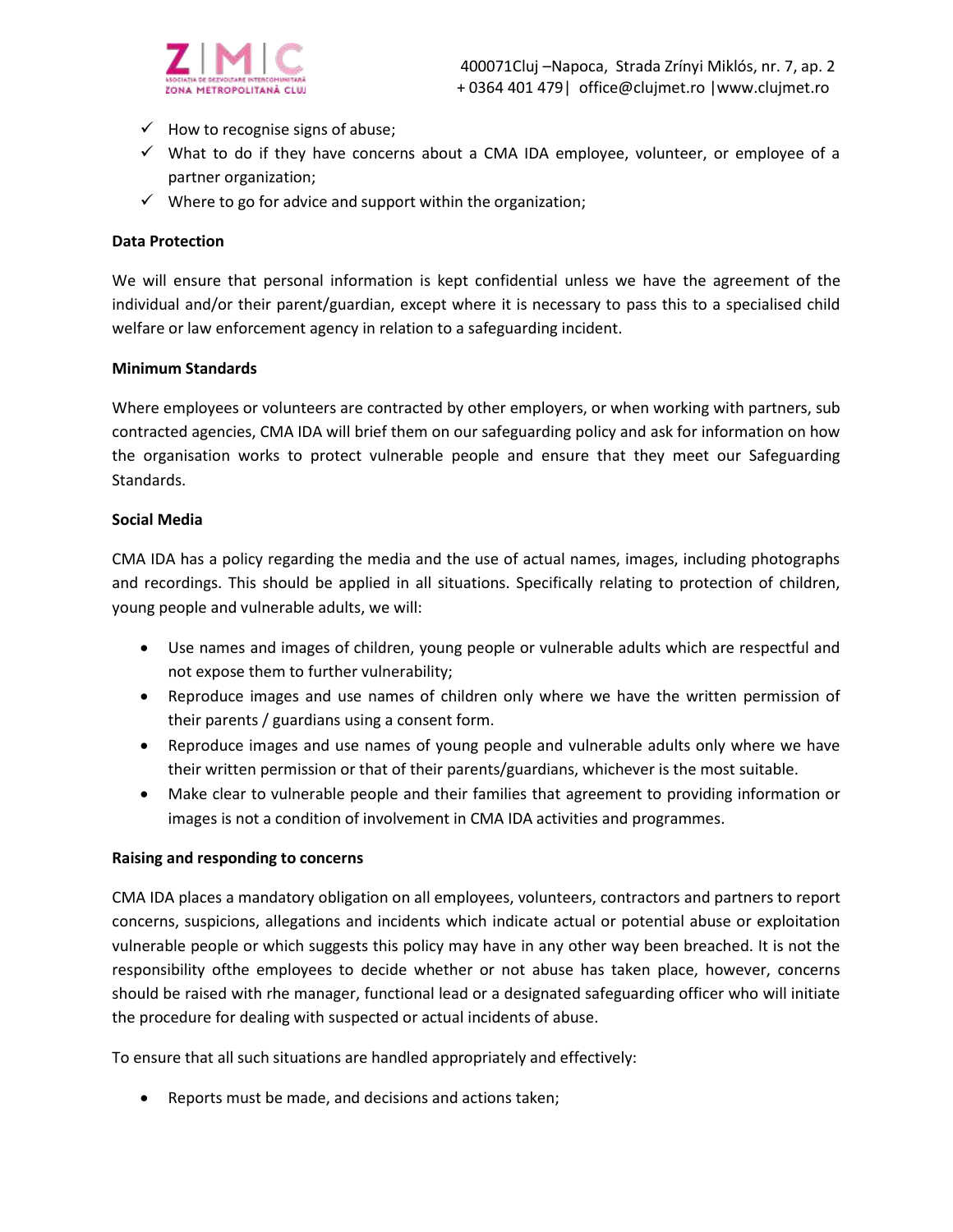- ✓ How to recognise signs of abuse;
- ✓ What to do if they have concerns about a CMA IDA employee, volunteer, or employee of a partner organization;
- ✓ Where to go for advice and support within the organization;

**Data Protection**

We will ensure that personal information is kept confidential unless we have the agreement of the individual and/or their parent/guardian, except where it is necessary to pass this to a specialised child welfare or law enforcement agency in relation to a safeguarding incident.

**Minimum Standards**

Where employees or volunteers are contracted by other employers, or when working with partners, sub contracted agencies, CMA IDA will brief them on our safeguarding policy and ask for information on how the organisation works to protect vulnerable people and ensure that they meet our Safeguarding Standards.

**Social Media**

CMA IDA has a policy regarding the media and the use of actual names, images, including photographs and recordings. This should be applied in all situations. Specifically relating to protection of children, young people and vulnerable adults, we will:

- Use names and images of children, young people or vulnerable adults which are respectful and not expose them to further vulnerability;
- Reproduce images and use names of children only where we have the written permission of their parents / guardians using a consent form.
- Reproduce images and use names of young people and vulnerable adults only where we have their written permission or that of their parents/guardians, whichever is the most suitable.
- Make clear to vulnerable people and their families that agreement to providing information or images is not a condition of involvement in CMA IDA activities and programmes.

**Raising and responding to concerns**

CMA IDA places a mandatory obligation on all employees, volunteers, contractors and partners to report concerns, suspicions, allegations and incidents which indicate actual or potential abuse or exploitation vulnerable people or which suggests this policy may have in any other way been breached. It is not the responsibility ofthe employees to decide whether or not abuse has taken place, however, concerns should be raised with rhe manager, functional lead or a designated safeguarding officer who will initiate the procedure for dealing with suspected or actual incidents of abuse.

To ensure that all such situations are handled appropriately and effectively:

- Reports must be made, and decisions and actions taken;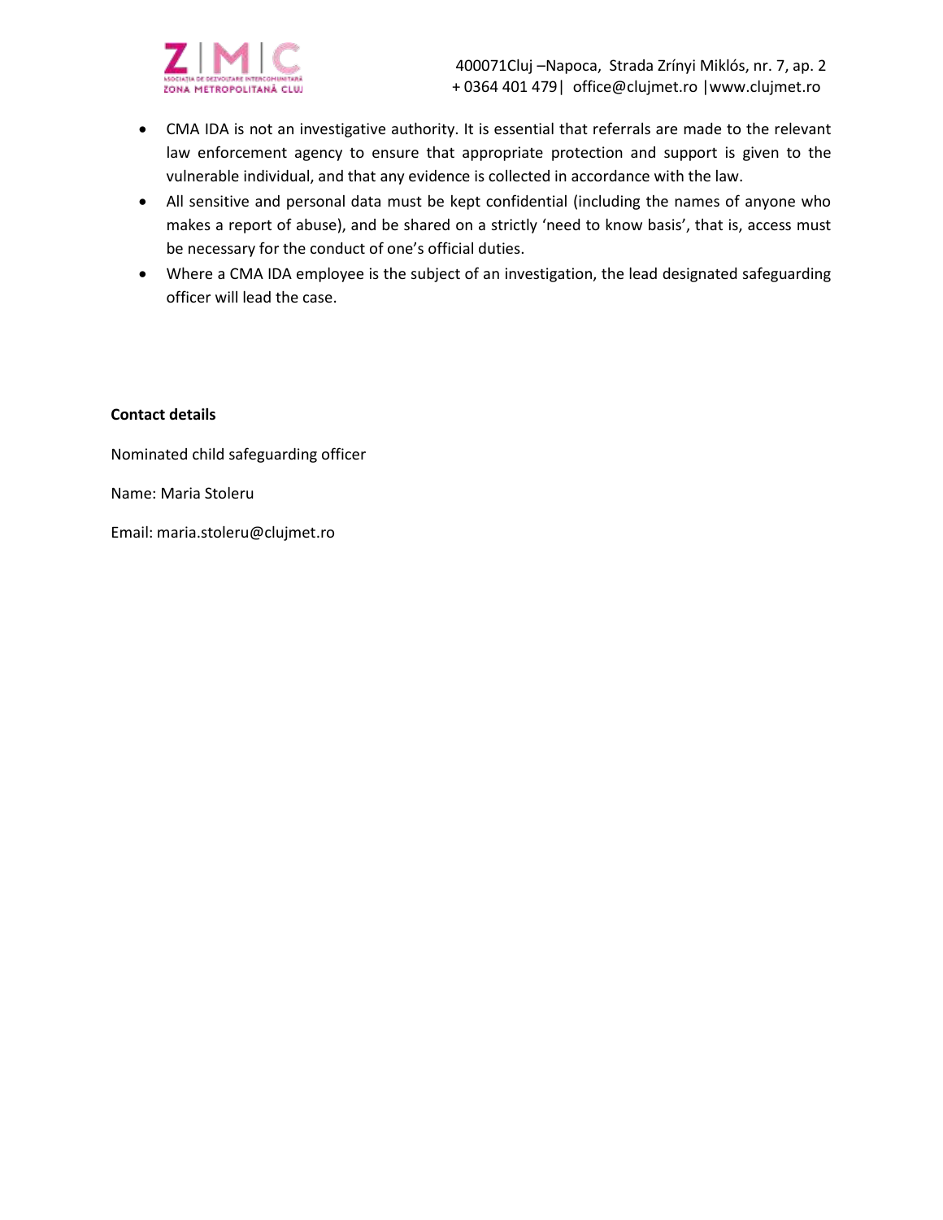- CMA IDA is not an investigative authority. It is essential that referrals are made to the relevant law enforcement agency to ensure that appropriate protection and support is given to the vulnerable individual, and that any evidence is collected in accordance with the law.
- All sensitive and personal data must be kept confidential (including the names of anyone who makes a report of abuse), and be shared on a strictly 'need to know basis', that is, access must be necessary for the conduct of one's official duties.
- Where a CMA IDA employee is the subject of an investigation, the lead designated safeguarding officer will lead the case.

**Contact details**

Nominated child safeguarding officer

Name: Maria Stoleru

Email: maria.stoleru@clujmet.ro